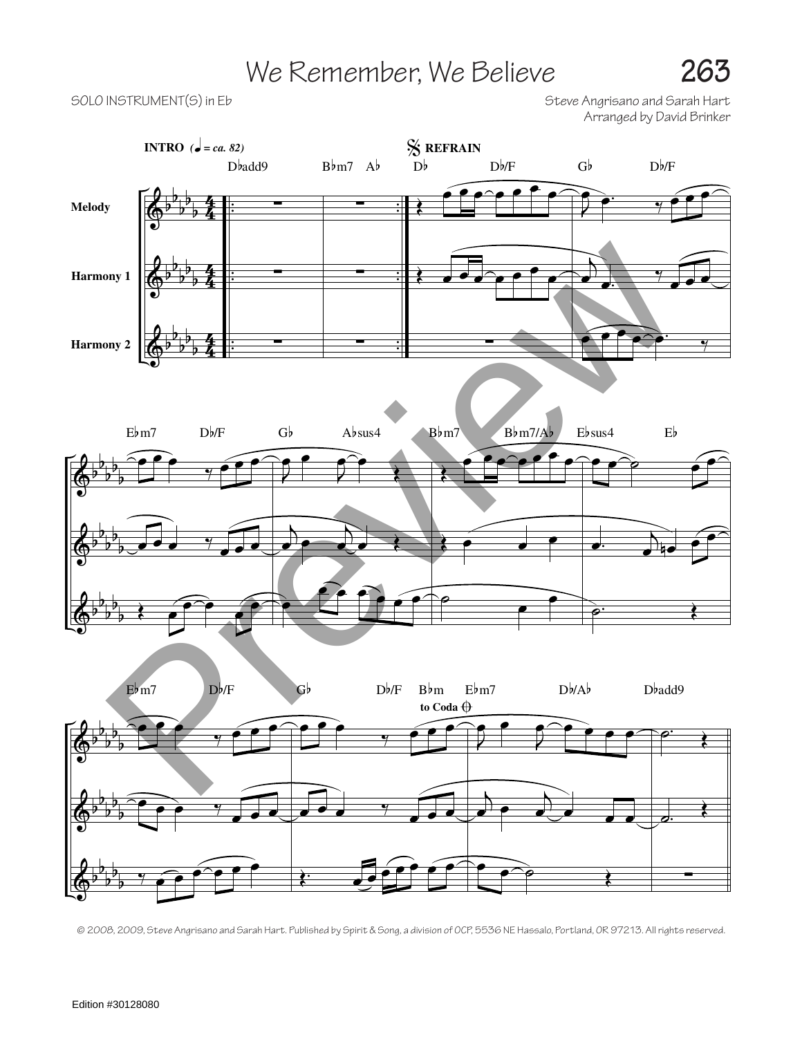# We Remember, We Believe

SOLO INSTRUMENT(S) in Eb

Steve Angrisano and Sarah Hart
Arranged by David Brinker

**INTRO** (♩ = ca. 82)

𝄋 **REFRAIN**

Dbadd9 | Bbm7 Ab | Db | Db/F | Gb | Db/F

Melody

Harmony 1

Harmony 2

Ebm7 | Db/F | Gb | Absus4 | Bbm7 | Bbm7/Ab | Ebsus4 | Eb

Ebm7 | Db/F | Gb | Db/F | Bbm | Ebm7 | Db/Ab | Dbadd9

to Coda

© 2008, 2009, Steve Angrisano and Sarah Hart. Published by Spirit & Song, a division of OCP, 5536 NE Hassalo, Portland, OR 97213. All rights reserved.

Edition #30128080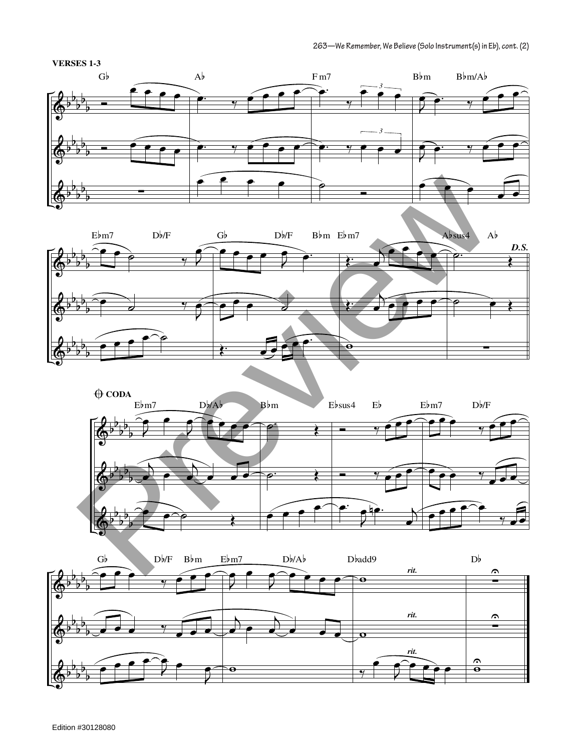VERSES 1-3

Gb Ab Fm7 Bbm Bbm/Ab

Ebm7 Db/F Gb Db/F Bbm Ebm7 Absus4 Ab *D.S.*

CODA

Ebm7 Db/Ab Bbm Ebsus4 Eb Ebm7 Db/F

Gb Db/F Bbm Ebm7 Db/Ab Dbadd9 *rit.* Db

Edition #30128080